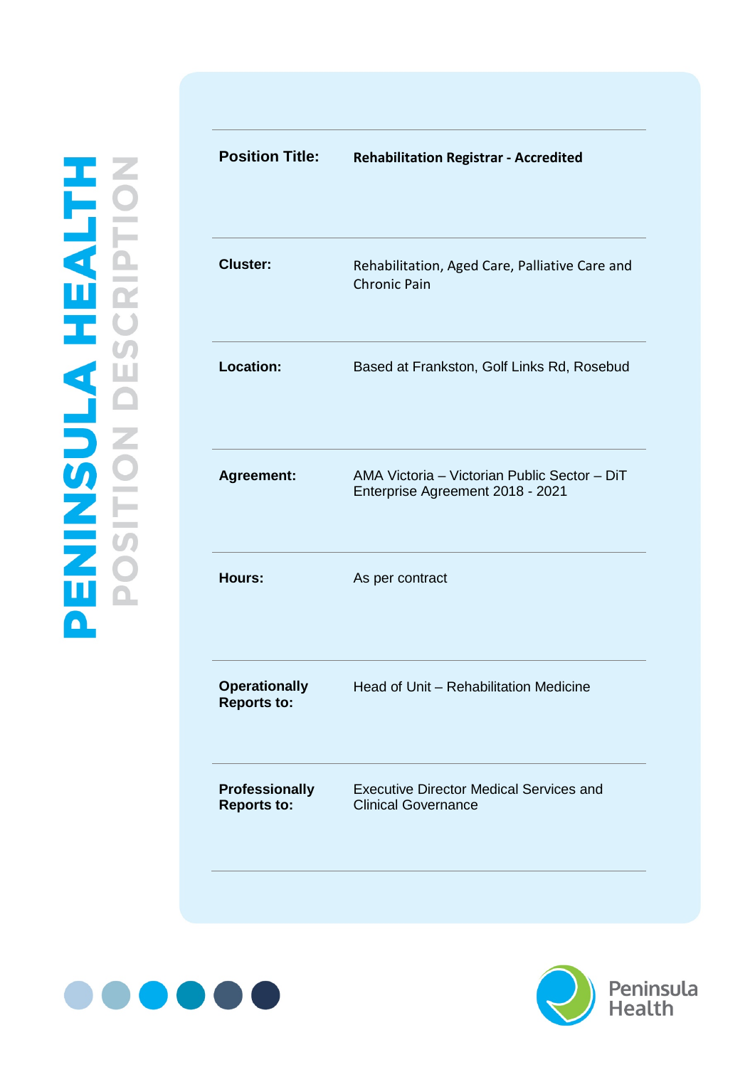# PENINSULA HEALTH POSITION DESCRIPTION

| | |
|---|---|
| **Position Title:** | **Rehabilitation Registrar - Accredited** |
| **Cluster:** | Rehabilitation, Aged Care, Palliative Care and Chronic Pain |
| **Location:** | Based at Frankston, Golf Links Rd, Rosebud |
| **Agreement:** | AMA Victoria – Victorian Public Sector – DiT Enterprise Agreement 2018 - 2021 |
| **Hours:** | As per contract |
| **Operationally Reports to:** | Head of Unit – Rehabilitation Medicine |
| **Professionally Reports to:** | Executive Director Medical Services and Clinical Governance |

Peninsula Health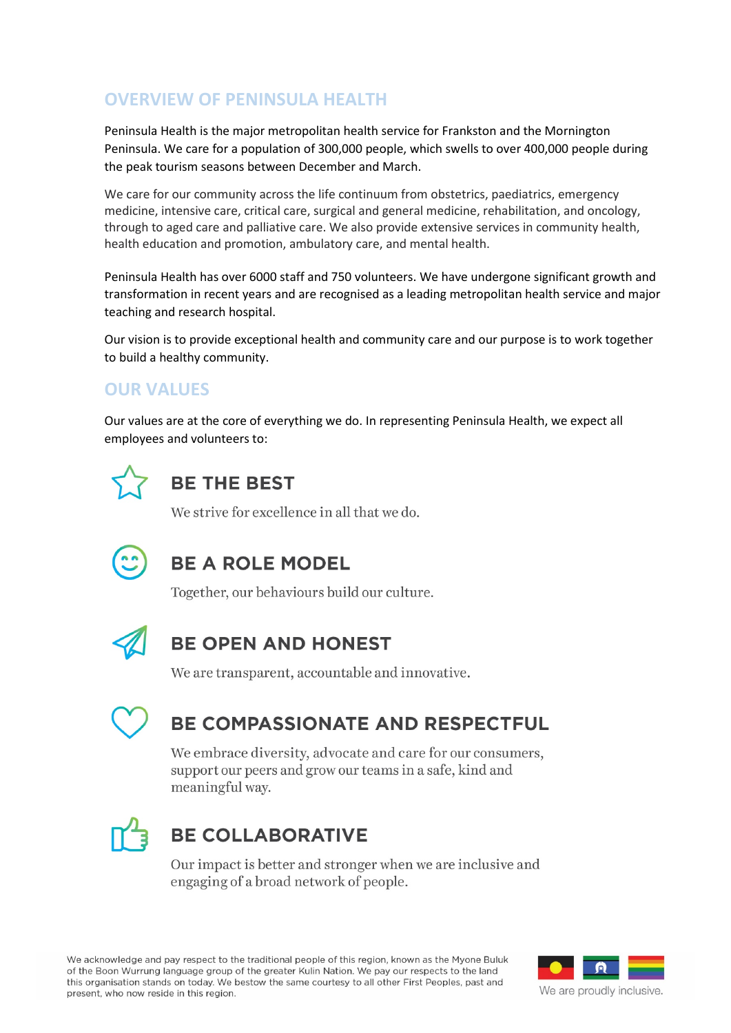## OVERVIEW OF PENINSULA HEALTH

Peninsula Health is the major metropolitan health service for Frankston and the Mornington Peninsula. We care for a population of 300,000 people, which swells to over 400,000 people during the peak tourism seasons between December and March.

We care for our community across the life continuum from obstetrics, paediatrics, emergency medicine, intensive care, critical care, surgical and general medicine, rehabilitation, and oncology, through to aged care and palliative care. We also provide extensive services in community health, health education and promotion, ambulatory care, and mental health.

Peninsula Health has over 6000 staff and 750 volunteers. We have undergone significant growth and transformation in recent years and are recognised as a leading metropolitan health service and major teaching and research hospital.

Our vision is to provide exceptional health and community care and our purpose is to work together to build a healthy community.

## OUR VALUES

Our values are at the core of everything we do. In representing Peninsula Health, we expect all employees and volunteers to:

### BE THE BEST

We strive for excellence in all that we do.

### BE A ROLE MODEL

Together, our behaviours build our culture.

### BE OPEN AND HONEST

We are transparent, accountable and innovative.

### BE COMPASSIONATE AND RESPECTFUL

We embrace diversity, advocate and care for our consumers, support our peers and grow our teams in a safe, kind and meaningful way.

### BE COLLABORATIVE

Our impact is better and stronger when we are inclusive and engaging of a broad network of people.

We acknowledge and pay respect to the traditional people of this region, known as the Myone Buluk of the Boon Wurrung language group of the greater Kulin Nation. We pay our respects to the land this organisation stands on today. We bestow the same courtesy to all other First Peoples, past and present, who now reside in this region.

We are proudly inclusive.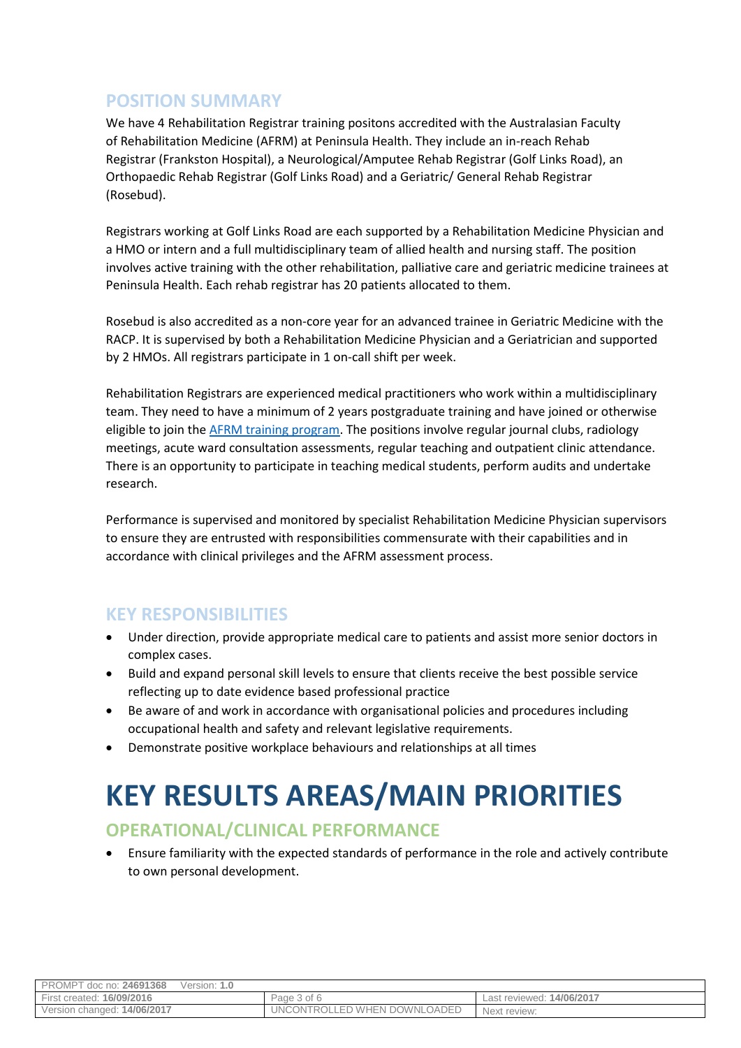## POSITION SUMMARY

We have 4 Rehabilitation Registrar training positons accredited with the Australasian Faculty of Rehabilitation Medicine (AFRM) at Peninsula Health. They include an in-reach Rehab Registrar (Frankston Hospital), a Neurological/Amputee Rehab Registrar (Golf Links Road), an Orthopaedic Rehab Registrar (Golf Links Road) and a Geriatric/ General Rehab Registrar (Rosebud).

Registrars working at Golf Links Road are each supported by a Rehabilitation Medicine Physician and a HMO or intern and a full multidisciplinary team of allied health and nursing staff. The position involves active training with the other rehabilitation, palliative care and geriatric medicine trainees at Peninsula Health. Each rehab registrar has 20 patients allocated to them.

Rosebud is also accredited as a non-core year for an advanced trainee in Geriatric Medicine with the RACP. It is supervised by both a Rehabilitation Medicine Physician and a Geriatrician and supported by 2 HMOs. All registrars participate in 1 on-call shift per week.

Rehabilitation Registrars are experienced medical practitioners who work within a multidisciplinary team. They need to have a minimum of 2 years postgraduate training and have joined or otherwise eligible to join the AFRM training program. The positions involve regular journal clubs, radiology meetings, acute ward consultation assessments, regular teaching and outpatient clinic attendance. There is an opportunity to participate in teaching medical students, perform audits and undertake research.

Performance is supervised and monitored by specialist Rehabilitation Medicine Physician supervisors to ensure they are entrusted with responsibilities commensurate with their capabilities and in accordance with clinical privileges and the AFRM assessment process.

## KEY RESPONSIBILITIES

- Under direction, provide appropriate medical care to patients and assist more senior doctors in complex cases.
- Build and expand personal skill levels to ensure that clients receive the best possible service reflecting up to date evidence based professional practice
- Be aware of and work in accordance with organisational policies and procedures including occupational health and safety and relevant legislative requirements.
- Demonstrate positive workplace behaviours and relationships at all times

# KEY RESULTS AREAS/MAIN PRIORITIES

## OPERATIONAL/CLINICAL PERFORMANCE

- Ensure familiarity with the expected standards of performance in the role and actively contribute to own personal development.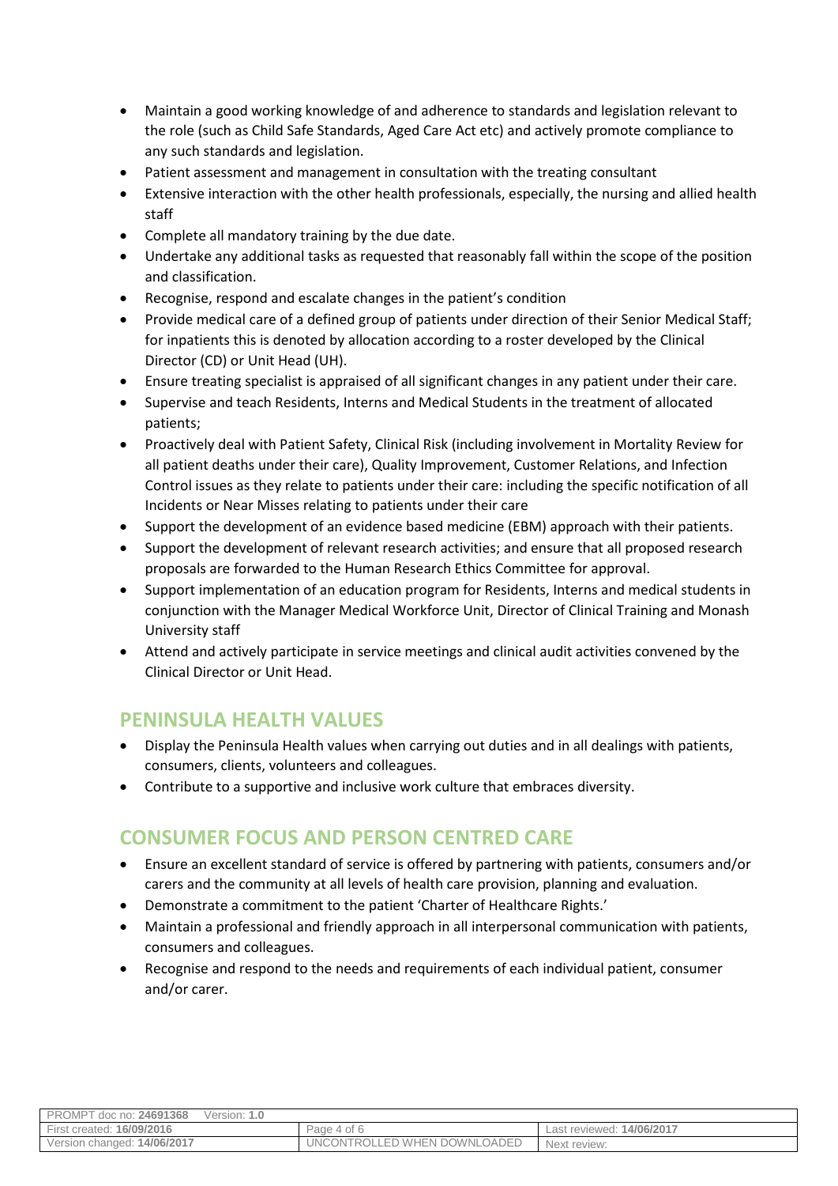- Maintain a good working knowledge of and adherence to standards and legislation relevant to the role (such as Child Safe Standards, Aged Care Act etc) and actively promote compliance to any such standards and legislation.
- Patient assessment and management in consultation with the treating consultant
- Extensive interaction with the other health professionals, especially, the nursing and allied health staff
- Complete all mandatory training by the due date.
- Undertake any additional tasks as requested that reasonably fall within the scope of the position and classification.
- Recognise, respond and escalate changes in the patient's condition
- Provide medical care of a defined group of patients under direction of their Senior Medical Staff; for inpatients this is denoted by allocation according to a roster developed by the Clinical Director (CD) or Unit Head (UH).
- Ensure treating specialist is appraised of all significant changes in any patient under their care.
- Supervise and teach Residents, Interns and Medical Students in the treatment of allocated patients;
- Proactively deal with Patient Safety, Clinical Risk (including involvement in Mortality Review for all patient deaths under their care), Quality Improvement, Customer Relations, and Infection Control issues as they relate to patients under their care: including the specific notification of all Incidents or Near Misses relating to patients under their care
- Support the development of an evidence based medicine (EBM) approach with their patients.
- Support the development of relevant research activities; and ensure that all proposed research proposals are forwarded to the Human Research Ethics Committee for approval.
- Support implementation of an education program for Residents, Interns and medical students in conjunction with the Manager Medical Workforce Unit, Director of Clinical Training and Monash University staff
- Attend and actively participate in service meetings and clinical audit activities convened by the Clinical Director or Unit Head.

## PENINSULA HEALTH VALUES

- Display the Peninsula Health values when carrying out duties and in all dealings with patients, consumers, clients, volunteers and colleagues.
- Contribute to a supportive and inclusive work culture that embraces diversity.

## CONSUMER FOCUS AND PERSON CENTRED CARE

- Ensure an excellent standard of service is offered by partnering with patients, consumers and/or carers and the community at all levels of health care provision, planning and evaluation.
- Demonstrate a commitment to the patient 'Charter of Healthcare Rights.'
- Maintain a professional and friendly approach in all interpersonal communication with patients, consumers and colleagues.
- Recognise and respond to the needs and requirements of each individual patient, consumer and/or carer.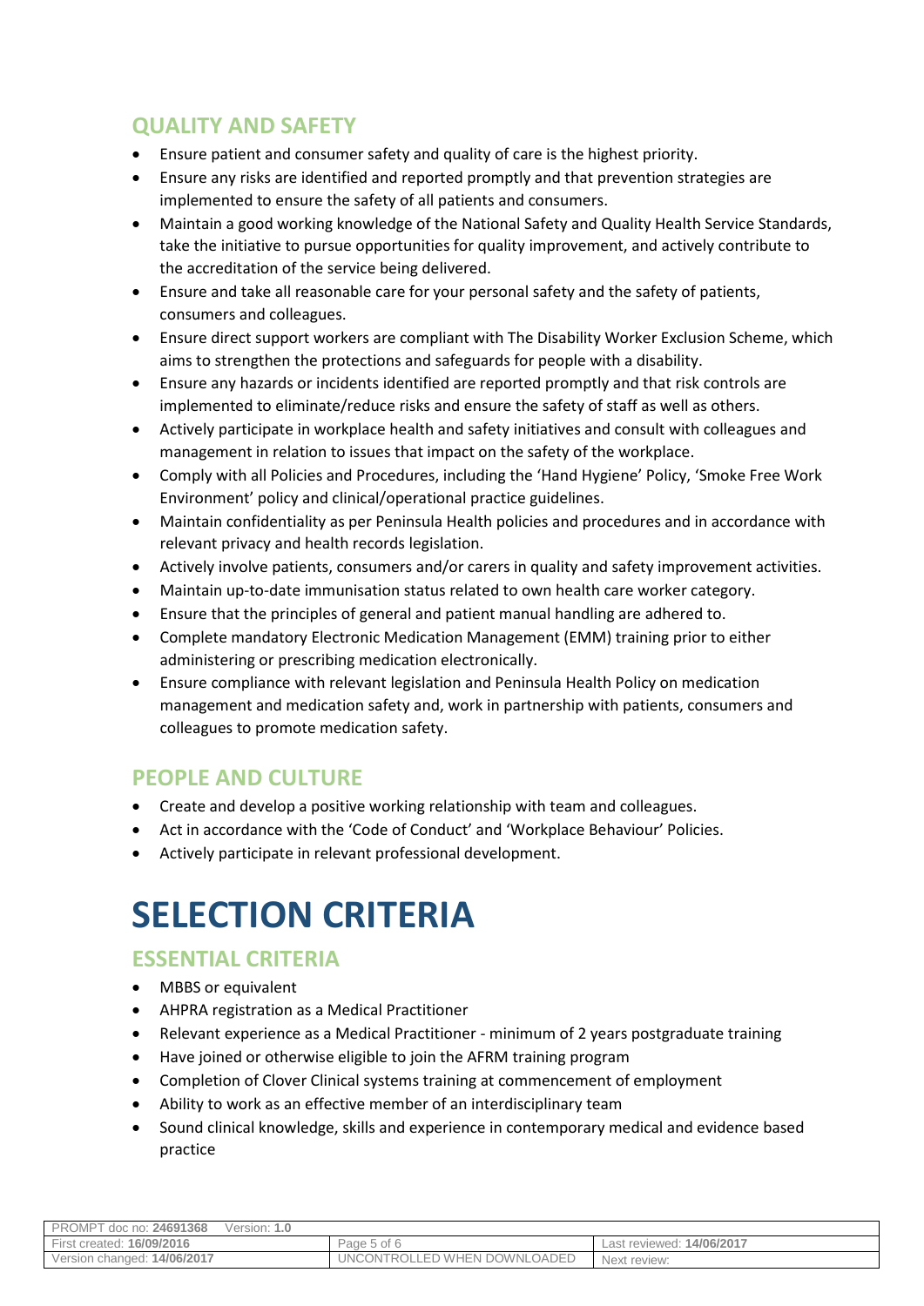## QUALITY AND SAFETY

- Ensure patient and consumer safety and quality of care is the highest priority.
- Ensure any risks are identified and reported promptly and that prevention strategies are implemented to ensure the safety of all patients and consumers.
- Maintain a good working knowledge of the National Safety and Quality Health Service Standards, take the initiative to pursue opportunities for quality improvement, and actively contribute to the accreditation of the service being delivered.
- Ensure and take all reasonable care for your personal safety and the safety of patients, consumers and colleagues.
- Ensure direct support workers are compliant with The Disability Worker Exclusion Scheme, which aims to strengthen the protections and safeguards for people with a disability.
- Ensure any hazards or incidents identified are reported promptly and that risk controls are implemented to eliminate/reduce risks and ensure the safety of staff as well as others.
- Actively participate in workplace health and safety initiatives and consult with colleagues and management in relation to issues that impact on the safety of the workplace.
- Comply with all Policies and Procedures, including the 'Hand Hygiene' Policy, 'Smoke Free Work Environment' policy and clinical/operational practice guidelines.
- Maintain confidentiality as per Peninsula Health policies and procedures and in accordance with relevant privacy and health records legislation.
- Actively involve patients, consumers and/or carers in quality and safety improvement activities.
- Maintain up-to-date immunisation status related to own health care worker category.
- Ensure that the principles of general and patient manual handling are adhered to.
- Complete mandatory Electronic Medication Management (EMM) training prior to either administering or prescribing medication electronically.
- Ensure compliance with relevant legislation and Peninsula Health Policy on medication management and medication safety and, work in partnership with patients, consumers and colleagues to promote medication safety.

## PEOPLE AND CULTURE

- Create and develop a positive working relationship with team and colleagues.
- Act in accordance with the 'Code of Conduct' and 'Workplace Behaviour' Policies.
- Actively participate in relevant professional development.

# SELECTION CRITERIA

## ESSENTIAL CRITERIA

- MBBS or equivalent
- AHPRA registration as a Medical Practitioner
- Relevant experience as a Medical Practitioner - minimum of 2 years postgraduate training
- Have joined or otherwise eligible to join the AFRM training program
- Completion of Clover Clinical systems training at commencement of employment
- Ability to work as an effective member of an interdisciplinary team
- Sound clinical knowledge, skills and experience in contemporary medical and evidence based practice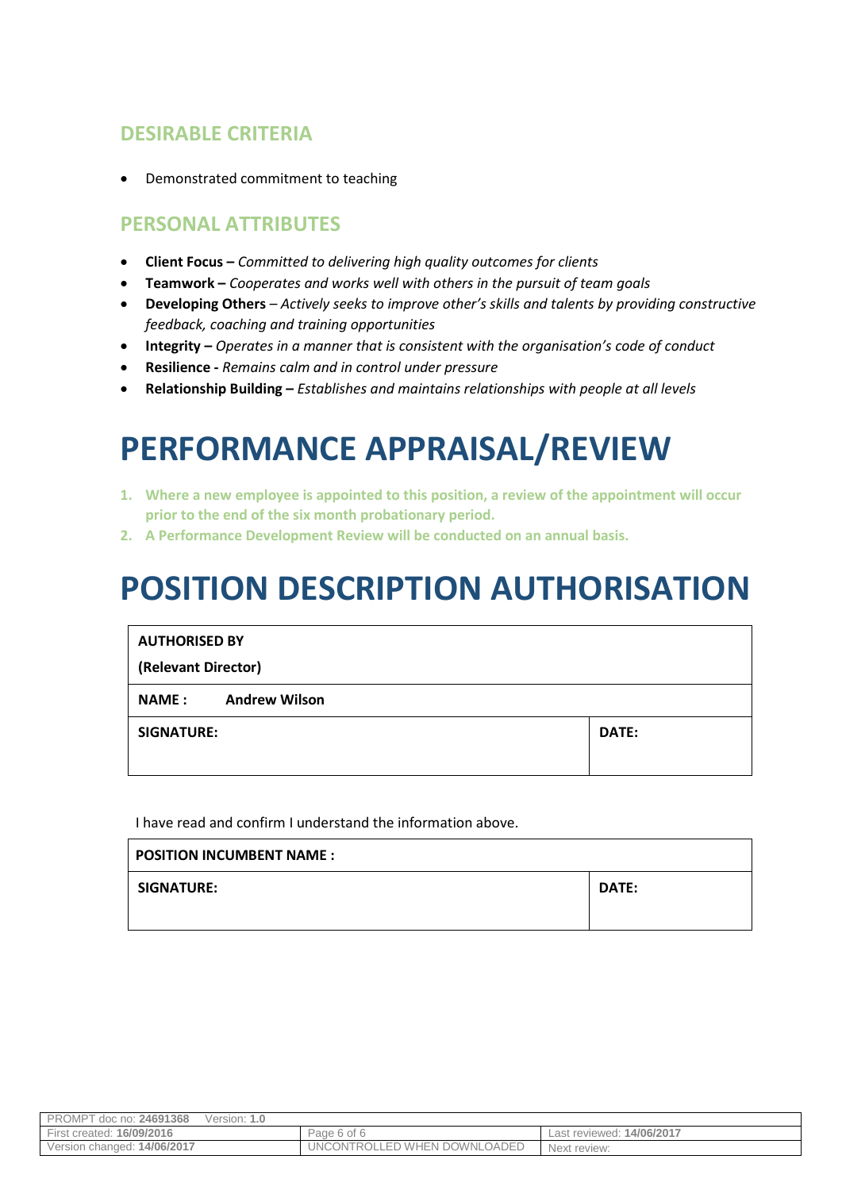## DESIRABLE CRITERIA

- Demonstrated commitment to teaching

## PERSONAL ATTRIBUTES

- **Client Focus –** *Committed to delivering high quality outcomes for clients*
- **Teamwork –** *Cooperates and works well with others in the pursuit of team goals*
- **Developing Others** – *Actively seeks to improve other's skills and talents by providing constructive feedback, coaching and training opportunities*
- **Integrity –** *Operates in a manner that is consistent with the organisation's code of conduct*
- **Resilience -** *Remains calm and in control under pressure*
- **Relationship Building –** *Establishes and maintains relationships with people at all levels*

# PERFORMANCE APPRAISAL/REVIEW

1. **Where a new employee is appointed to this position, a review of the appointment will occur prior to the end of the six month probationary period.**
2. **A Performance Development Review will be conducted on an annual basis.**

# POSITION DESCRIPTION AUTHORISATION

| | |
|---|---|
| **AUTHORISED BY (Relevant Director)** | |
| **NAME : Andrew Wilson** | |
| **SIGNATURE:** | **DATE:** |

I have read and confirm I understand the information above.

| | |
|---|---|
| **POSITION INCUMBENT NAME :** | |
| **SIGNATURE:** | **DATE:** |

| | | |
|---|---|---|
| PROMPT doc no: **24691368** Version: **1.0** | | |
| First created: **16/09/2016** | | Last reviewed: **14/06/2017** |
| Version changed: **14/06/2017** | UNCONTROLLED WHEN DOWNLOADED | Next review: |